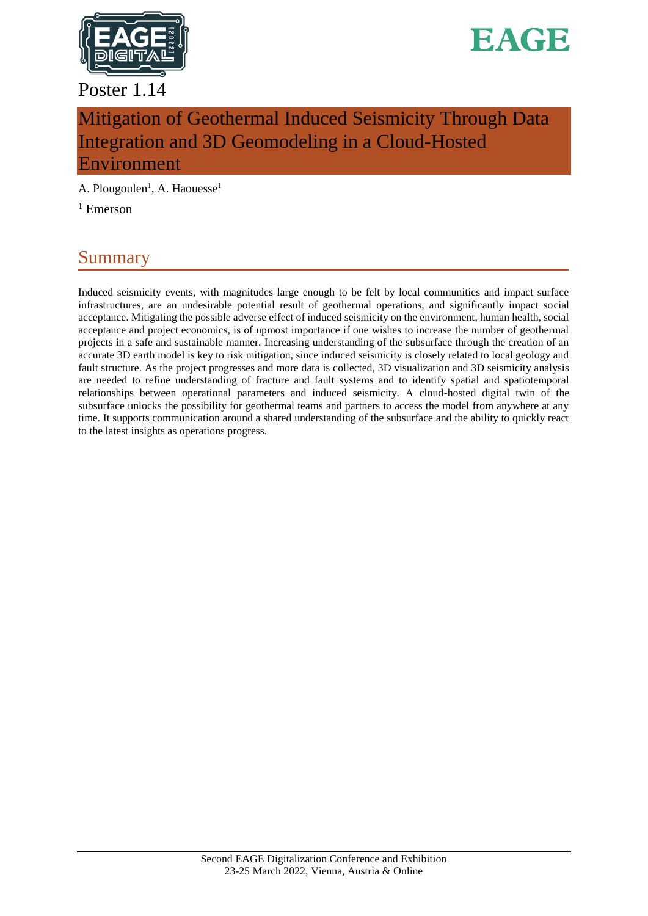Poster 1.14

# Mitigation of Geothermal Induced Seismicity Through Data Integration and 3D Geomodeling in a Cloud-Hosted Environment

A. Plougoulen[1], A. Haouesse[1]

[1] Emerson

## Summary

Induced seismicity events, with magnitudes large enough to be felt by local communities and impact surface infrastructures, are an undesirable potential result of geothermal operations, and significantly impact social acceptance. Mitigating the possible adverse effect of induced seismicity on the environment, human health, social acceptance and project economics, is of upmost importance if one wishes to increase the number of geothermal projects in a safe and sustainable manner. Increasing understanding of the subsurface through the creation of an accurate 3D earth model is key to risk mitigation, since induced seismicity is closely related to local geology and fault structure. As the project progresses and more data is collected, 3D visualization and 3D seismicity analysis are needed to refine understanding of fracture and fault systems and to identify spatial and spatiotemporal relationships between operational parameters and induced seismicity. A cloud-hosted digital twin of the subsurface unlocks the possibility for geothermal teams and partners to access the model from anywhere at any time. It supports communication around a shared understanding of the subsurface and the ability to quickly react to the latest insights as operations progress.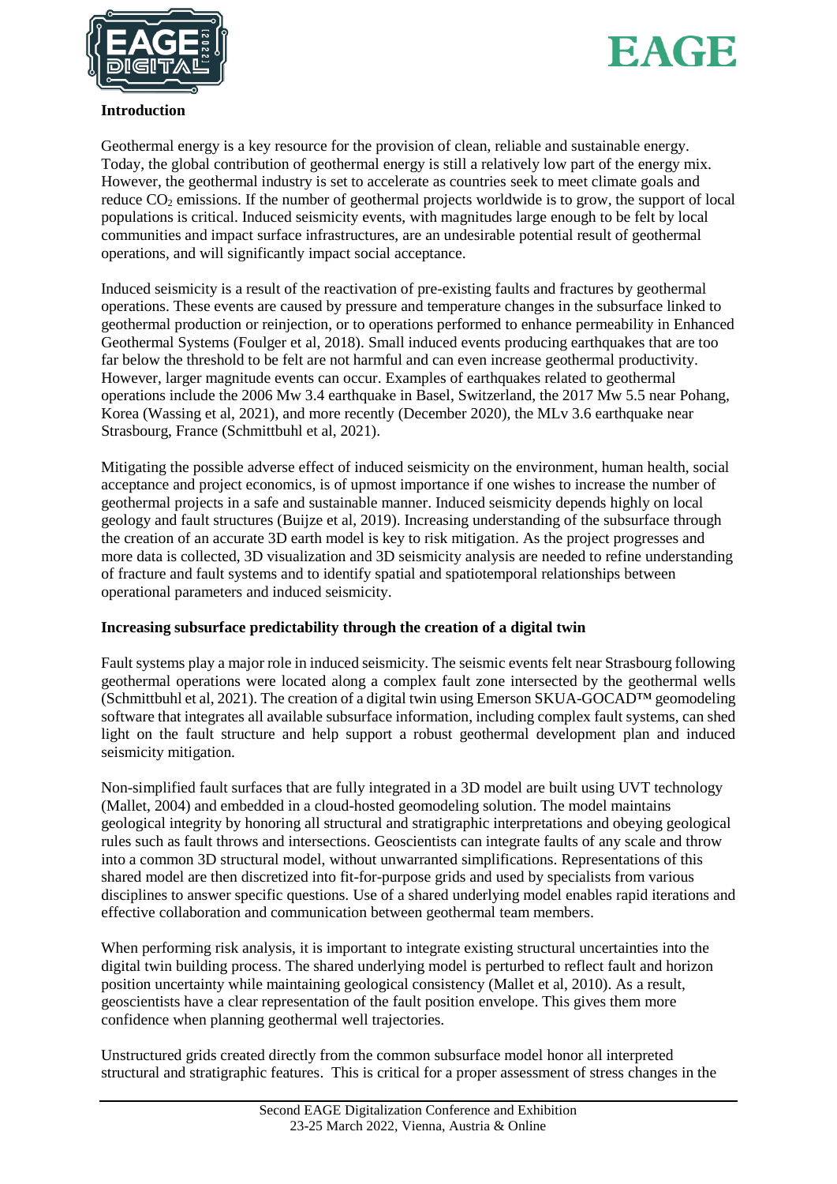## Introduction

Geothermal energy is a key resource for the provision of clean, reliable and sustainable energy. Today, the global contribution of geothermal energy is still a relatively low part of the energy mix. However, the geothermal industry is set to accelerate as countries seek to meet climate goals and reduce $CO_2$ emissions. If the number of geothermal projects worldwide is to grow, the support of local populations is critical. Induced seismicity events, with magnitudes large enough to be felt by local communities and impact surface infrastructures, are an undesirable potential result of geothermal operations, and will significantly impact social acceptance.

Induced seismicity is a result of the reactivation of pre-existing faults and fractures by geothermal operations. These events are caused by pressure and temperature changes in the subsurface linked to geothermal production or reinjection, or to operations performed to enhance permeability in Enhanced Geothermal Systems (Foulger et al, 2018). Small induced events producing earthquakes that are too far below the threshold to be felt are not harmful and can even increase geothermal productivity. However, larger magnitude events can occur. Examples of earthquakes related to geothermal operations include the 2006 Mw 3.4 earthquake in Basel, Switzerland, the 2017 Mw 5.5 near Pohang, Korea (Wassing et al, 2021), and more recently (December 2020), the MLv 3.6 earthquake near Strasbourg, France (Schmittbuhl et al, 2021).

Mitigating the possible adverse effect of induced seismicity on the environment, human health, social acceptance and project economics, is of upmost importance if one wishes to increase the number of geothermal projects in a safe and sustainable manner. Induced seismicity depends highly on local geology and fault structures (Buijze et al, 2019). Increasing understanding of the subsurface through the creation of an accurate 3D earth model is key to risk mitigation. As the project progresses and more data is collected, 3D visualization and 3D seismicity analysis are needed to refine understanding of fracture and fault systems and to identify spatial and spatiotemporal relationships between operational parameters and induced seismicity.

## Increasing subsurface predictability through the creation of a digital twin

Fault systems play a major role in induced seismicity. The seismic events felt near Strasbourg following geothermal operations were located along a complex fault zone intersected by the geothermal wells (Schmittbuhl et al, 2021). The creation of a digital twin using Emerson SKUA-GOCAD™ geomodeling software that integrates all available subsurface information, including complex fault systems, can shed light on the fault structure and help support a robust geothermal development plan and induced seismicity mitigation.

Non-simplified fault surfaces that are fully integrated in a 3D model are built using UVT technology (Mallet, 2004) and embedded in a cloud-hosted geomodeling solution. The model maintains geological integrity by honoring all structural and stratigraphic interpretations and obeying geological rules such as fault throws and intersections. Geoscientists can integrate faults of any scale and throw into a common 3D structural model, without unwarranted simplifications. Representations of this shared model are then discretized into fit-for-purpose grids and used by specialists from various disciplines to answer specific questions. Use of a shared underlying model enables rapid iterations and effective collaboration and communication between geothermal team members.

When performing risk analysis, it is important to integrate existing structural uncertainties into the digital twin building process. The shared underlying model is perturbed to reflect fault and horizon position uncertainty while maintaining geological consistency (Mallet et al, 2010). As a result, geoscientists have a clear representation of the fault position envelope. This gives them more confidence when planning geothermal well trajectories.

Unstructured grids created directly from the common subsurface model honor all interpreted structural and stratigraphic features. This is critical for a proper assessment of stress changes in the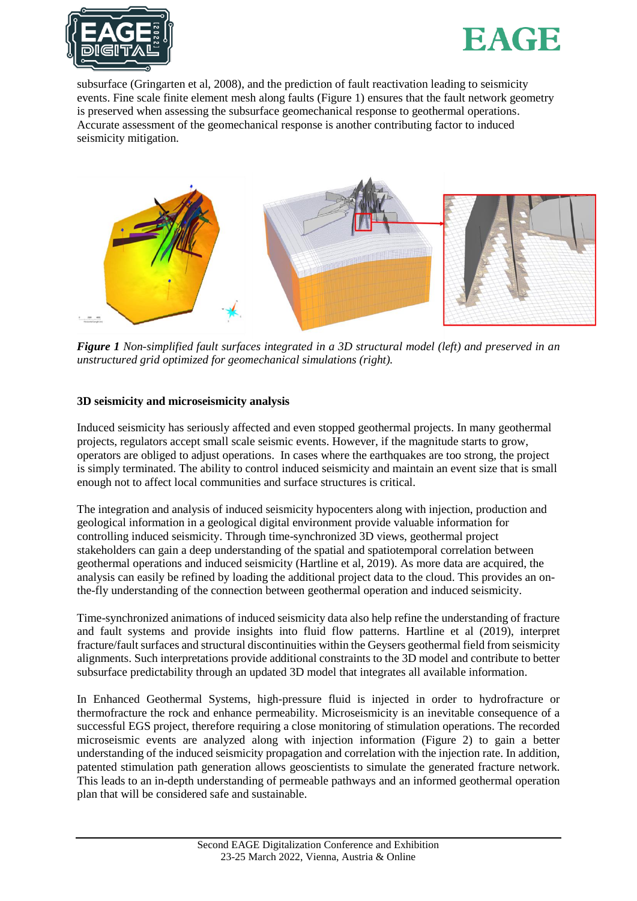subsurface (Gringarten et al, 2008), and the prediction of fault reactivation leading to seismicity events. Fine scale finite element mesh along faults (Figure 1) ensures that the fault network geometry is preserved when assessing the subsurface geomechanical response to geothermal operations. Accurate assessment of the geomechanical response is another contributing factor to induced seismicity mitigation.

***Figure 1*** *Non-simplified fault surfaces integrated in a 3D structural model (left) and preserved in an unstructured grid optimized for geomechanical simulations (right).*

**3D seismicity and microseismicity analysis**

Induced seismicity has seriously affected and even stopped geothermal projects. In many geothermal projects, regulators accept small scale seismic events. However, if the magnitude starts to grow, operators are obliged to adjust operations. In cases where the earthquakes are too strong, the project is simply terminated. The ability to control induced seismicity and maintain an event size that is small enough not to affect local communities and surface structures is critical.

The integration and analysis of induced seismicity hypocenters along with injection, production and geological information in a geological digital environment provide valuable information for controlling induced seismicity. Through time-synchronized 3D views, geothermal project stakeholders can gain a deep understanding of the spatial and spatiotemporal correlation between geothermal operations and induced seismicity (Hartline et al, 2019). As more data are acquired, the analysis can easily be refined by loading the additional project data to the cloud. This provides an on-the-fly understanding of the connection between geothermal operation and induced seismicity.

Time-synchronized animations of induced seismicity data also help refine the understanding of fracture and fault systems and provide insights into fluid flow patterns. Hartline et al (2019), interpret fracture/fault surfaces and structural discontinuities within the Geysers geothermal field from seismicity alignments. Such interpretations provide additional constraints to the 3D model and contribute to better subsurface predictability through an updated 3D model that integrates all available information.

In Enhanced Geothermal Systems, high-pressure fluid is injected in order to hydrofracture or thermofracture the rock and enhance permeability. Microseismicity is an inevitable consequence of a successful EGS project, therefore requiring a close monitoring of stimulation operations. The recorded microseismic events are analyzed along with injection information (Figure 2) to gain a better understanding of the induced seismicity propagation and correlation with the injection rate. In addition, patented stimulation path generation allows geoscientists to simulate the generated fracture network. This leads to an in-depth understanding of permeable pathways and an informed geothermal operation plan that will be considered safe and sustainable.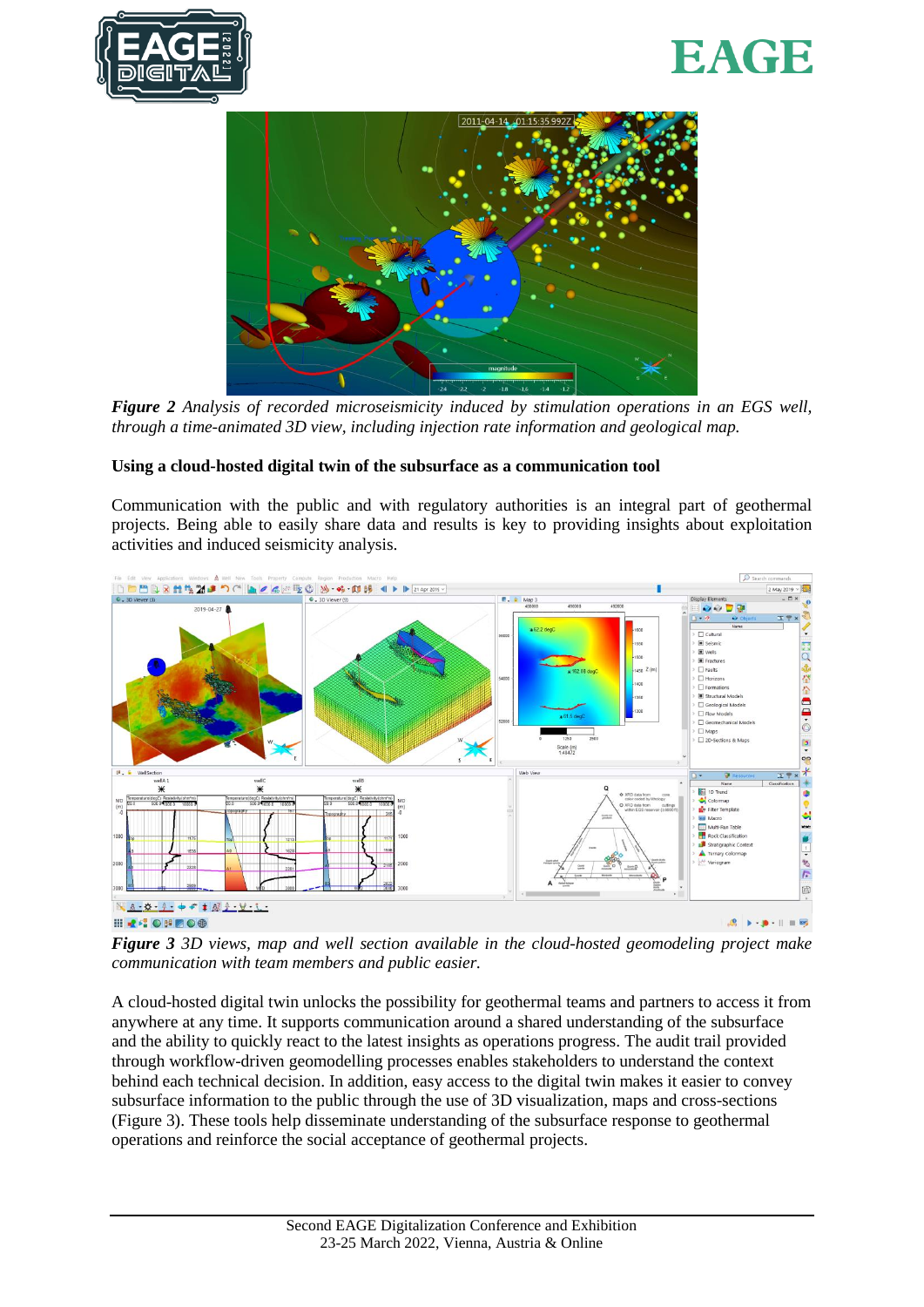*Figure 2 Analysis of recorded microseismicity induced by stimulation operations in an EGS well, through a time-animated 3D view, including injection rate information and geological map.*

**Using a cloud-hosted digital twin of the subsurface as a communication tool**

Communication with the public and with regulatory authorities is an integral part of geothermal projects. Being able to easily share data and results is key to providing insights about exploitation activities and induced seismicity analysis.

*Figure 3 3D views, map and well section available in the cloud-hosted geomodeling project make communication with team members and public easier.*

A cloud-hosted digital twin unlocks the possibility for geothermal teams and partners to access it from anywhere at any time. It supports communication around a shared understanding of the subsurface and the ability to quickly react to the latest insights as operations progress. The audit trail provided through workflow-driven geomodelling processes enables stakeholders to understand the context behind each technical decision. In addition, easy access to the digital twin makes it easier to convey subsurface information to the public through the use of 3D visualization, maps and cross-sections (Figure 3). These tools help disseminate understanding of the subsurface response to geothermal operations and reinforce the social acceptance of geothermal projects.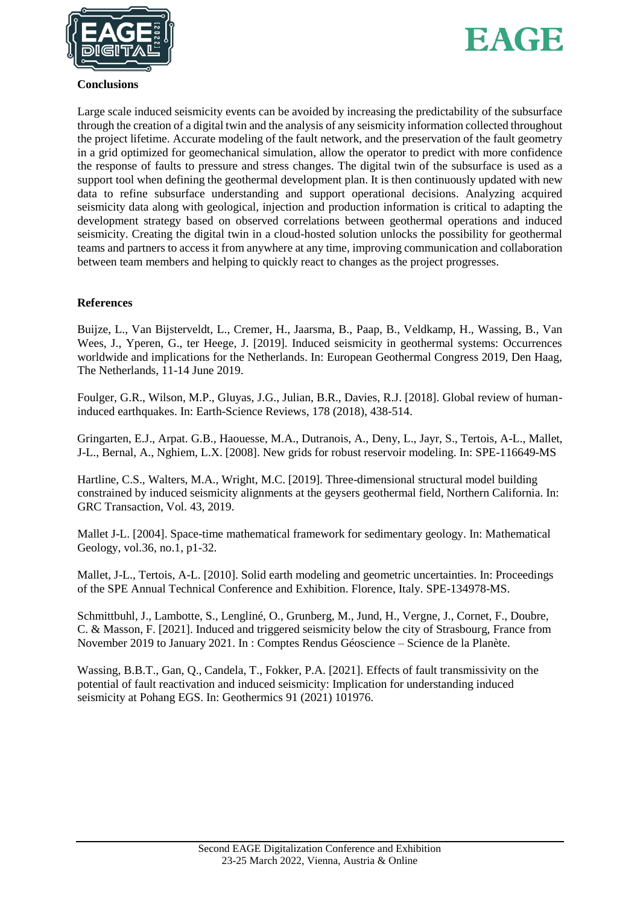## Conclusions

Large scale induced seismicity events can be avoided by increasing the predictability of the subsurface through the creation of a digital twin and the analysis of any seismicity information collected throughout the project lifetime. Accurate modeling of the fault network, and the preservation of the fault geometry in a grid optimized for geomechanical simulation, allow the operator to predict with more confidence the response of faults to pressure and stress changes. The digital twin of the subsurface is used as a support tool when defining the geothermal development plan. It is then continuously updated with new data to refine subsurface understanding and support operational decisions. Analyzing acquired seismicity data along with geological, injection and production information is critical to adapting the development strategy based on observed correlations between geothermal operations and induced seismicity. Creating the digital twin in a cloud-hosted solution unlocks the possibility for geothermal teams and partners to access it from anywhere at any time, improving communication and collaboration between team members and helping to quickly react to changes as the project progresses.

## References

Buijze, L., Van Bijsterveldt, L., Cremer, H., Jaarsma, B., Paap, B., Veldkamp, H., Wassing, B., Van Wees, J., Yperen, G., ter Heege, J. [2019]. Induced seismicity in geothermal systems: Occurrences worldwide and implications for the Netherlands. In: European Geothermal Congress 2019, Den Haag, The Netherlands, 11-14 June 2019.

Foulger, G.R., Wilson, M.P., Gluyas, J.G., Julian, B.R., Davies, R.J. [2018]. Global review of human-induced earthquakes. In: Earth-Science Reviews, 178 (2018), 438-514.

Gringarten, E.J., Arpat. G.B., Haouesse, M.A., Dutranois, A., Deny, L., Jayr, S., Tertois, A-L., Mallet, J-L., Bernal, A., Nghiem, L.X. [2008]. New grids for robust reservoir modeling. In: SPE-116649-MS

Hartline, C.S., Walters, M.A., Wright, M.C. [2019]. Three-dimensional structural model building constrained by induced seismicity alignments at the geysers geothermal field, Northern California. In: GRC Transaction, Vol. 43, 2019.

Mallet J-L. [2004]. Space-time mathematical framework for sedimentary geology. In: Mathematical Geology, vol.36, no.1, p1-32.

Mallet, J-L., Tertois, A-L. [2010]. Solid earth modeling and geometric uncertainties. In: Proceedings of the SPE Annual Technical Conference and Exhibition. Florence, Italy. SPE-134978-MS.

Schmittbuhl, J., Lambotte, S., Lengliné, O., Grunberg, M., Jund, H., Vergne, J., Cornet, F., Doubre, C. & Masson, F. [2021]. Induced and triggered seismicity below the city of Strasbourg, France from November 2019 to January 2021. In : Comptes Rendus Géoscience – Science de la Planète.

Wassing, B.B.T., Gan, Q., Candela, T., Fokker, P.A. [2021]. Effects of fault transmissivity on the potential of fault reactivation and induced seismicity: Implication for understanding induced seismicity at Pohang EGS. In: Geothermics 91 (2021) 101976.